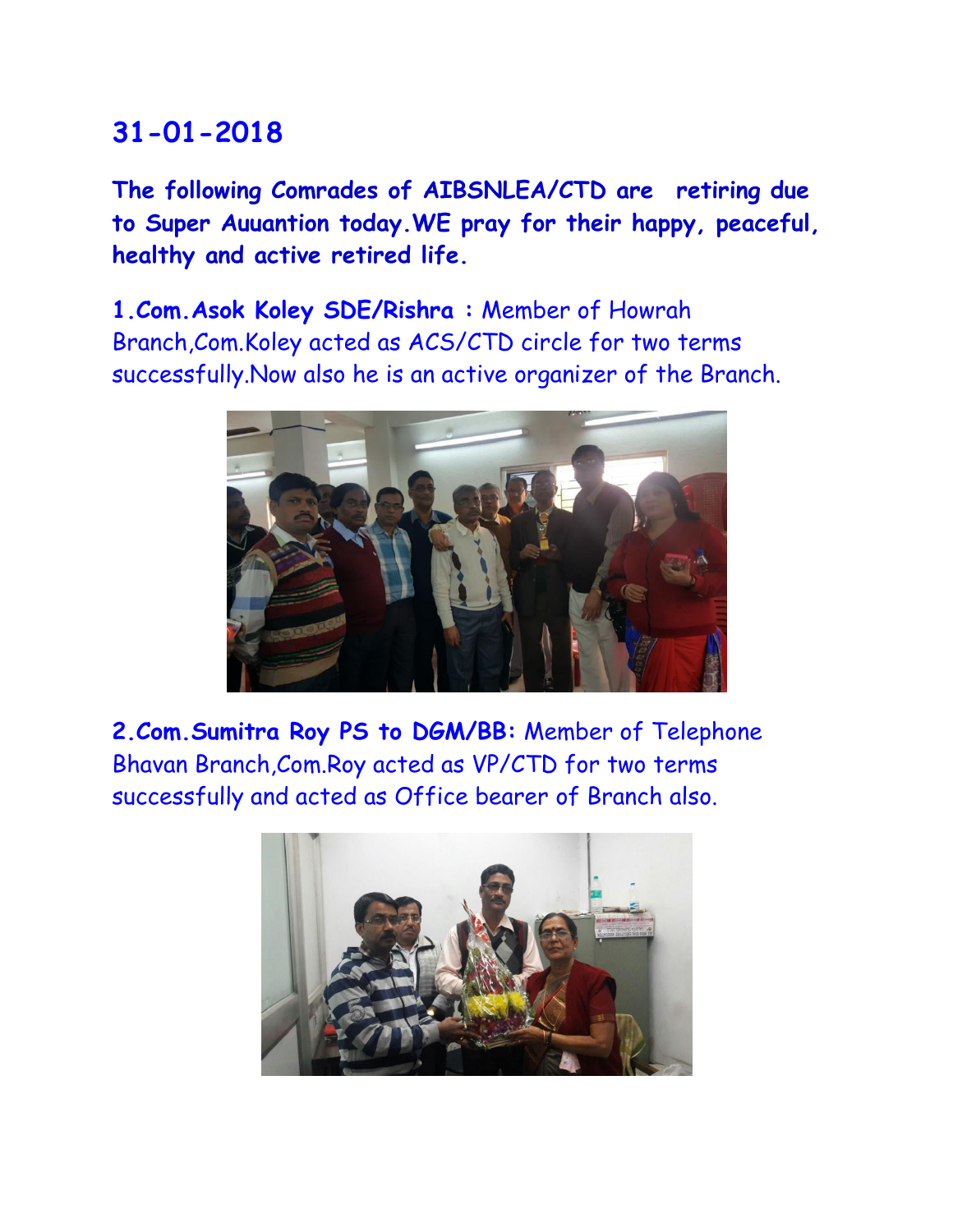## 31-01-2018

**The following Comrades of AIBSNLEA/CTD are retiring due to Super Auuantion today.WE pray for their happy, peaceful, healthy and active retired life.**

**1.Com.Asok Koley SDE/Rishra :** Member of Howrah Branch,Com.Koley acted as ACS/CTD circle for two terms successfully.Now also he is an active organizer of the Branch.

**2.Com.Sumitra Roy PS to DGM/BB:** Member of Telephone Bhavan Branch,Com.Roy acted as VP/CTD for two terms successfully and acted as Office bearer of Branch also.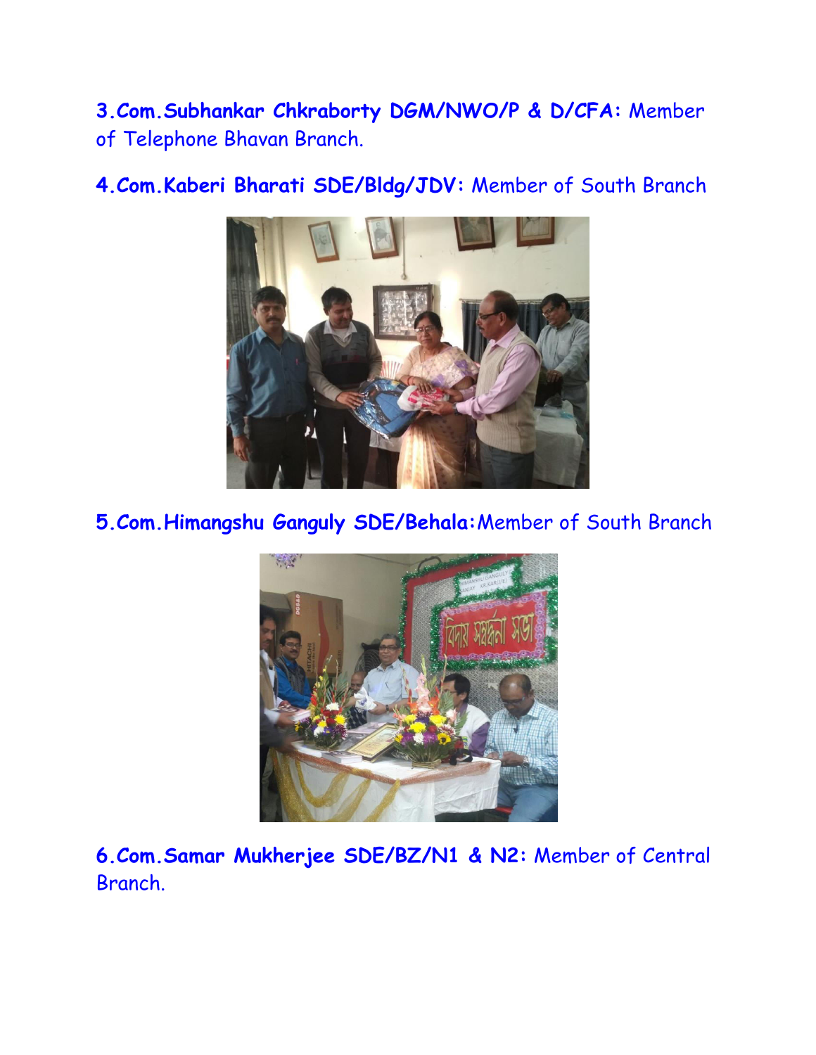**3.Com.Subhankar Chkraborty DGM/NWO/P & D/CFA:** Member of Telephone Bhavan Branch.

**4.Com.Kaberi Bharati SDE/Bldg/JDV:** Member of South Branch

**5.Com.Himangshu Ganguly SDE/Behala:**Member of South Branch

**6.Com.Samar Mukherjee SDE/BZ/N1 & N2:** Member of Central Branch.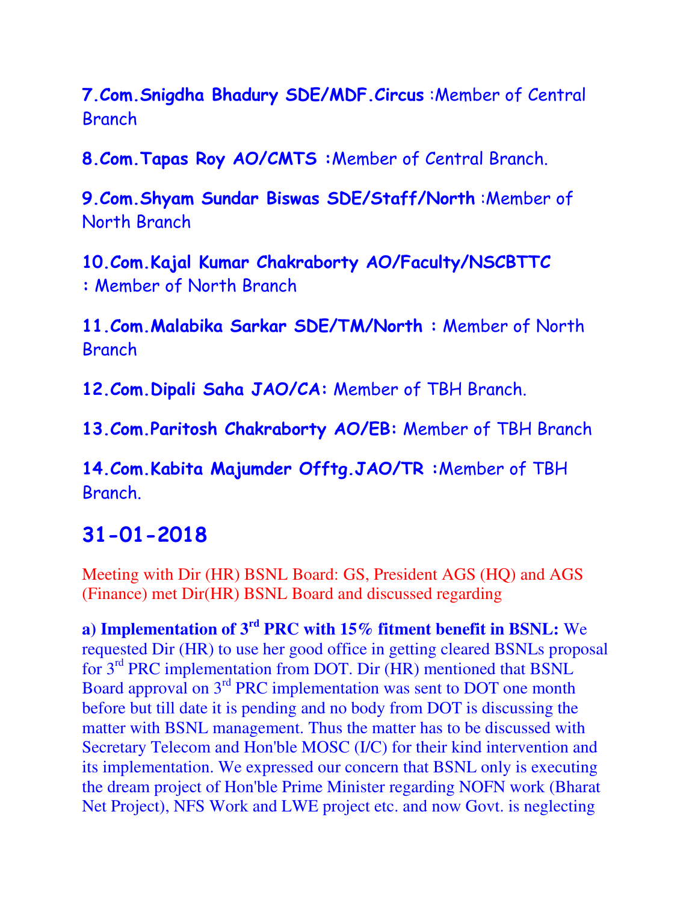**7.Com.Snigdha Bhadury SDE/MDF.Circus** :Member of Central Branch

**8.Com.Tapas Roy AO/CMTS :**Member of Central Branch.

**9.Com.Shyam Sundar Biswas SDE/Staff/North** :Member of North Branch

**10.Com.Kajal Kumar Chakraborty AO/Faculty/NSCBTTC :** Member of North Branch

**11.Com.Malabika Sarkar SDE/TM/North :** Member of North Branch

**12.Com.Dipali Saha JAO/CA:** Member of TBH Branch.

**13.Com.Paritosh Chakraborty AO/EB:** Member of TBH Branch

**14.Com.Kabita Majumder Offtg.JAO/TR :**Member of TBH Branch.

## 31-01-2018

Meeting with Dir (HR) BSNL Board: GS, President AGS (HQ) and AGS (Finance) met Dir(HR) BSNL Board and discussed regarding

**a) Implementation of 3rd PRC with 15% fitment benefit in BSNL:** We requested Dir (HR) to use her good office in getting cleared BSNLs proposal for 3rd PRC implementation from DOT. Dir (HR) mentioned that BSNL Board approval on 3rd PRC implementation was sent to DOT one month before but till date it is pending and no body from DOT is discussing the matter with BSNL management. Thus the matter has to be discussed with Secretary Telecom and Hon'ble MOSC (I/C) for their kind intervention and its implementation. We expressed our concern that BSNL only is executing the dream project of Hon'ble Prime Minister regarding NOFN work (Bharat Net Project), NFS Work and LWE project etc. and now Govt. is neglecting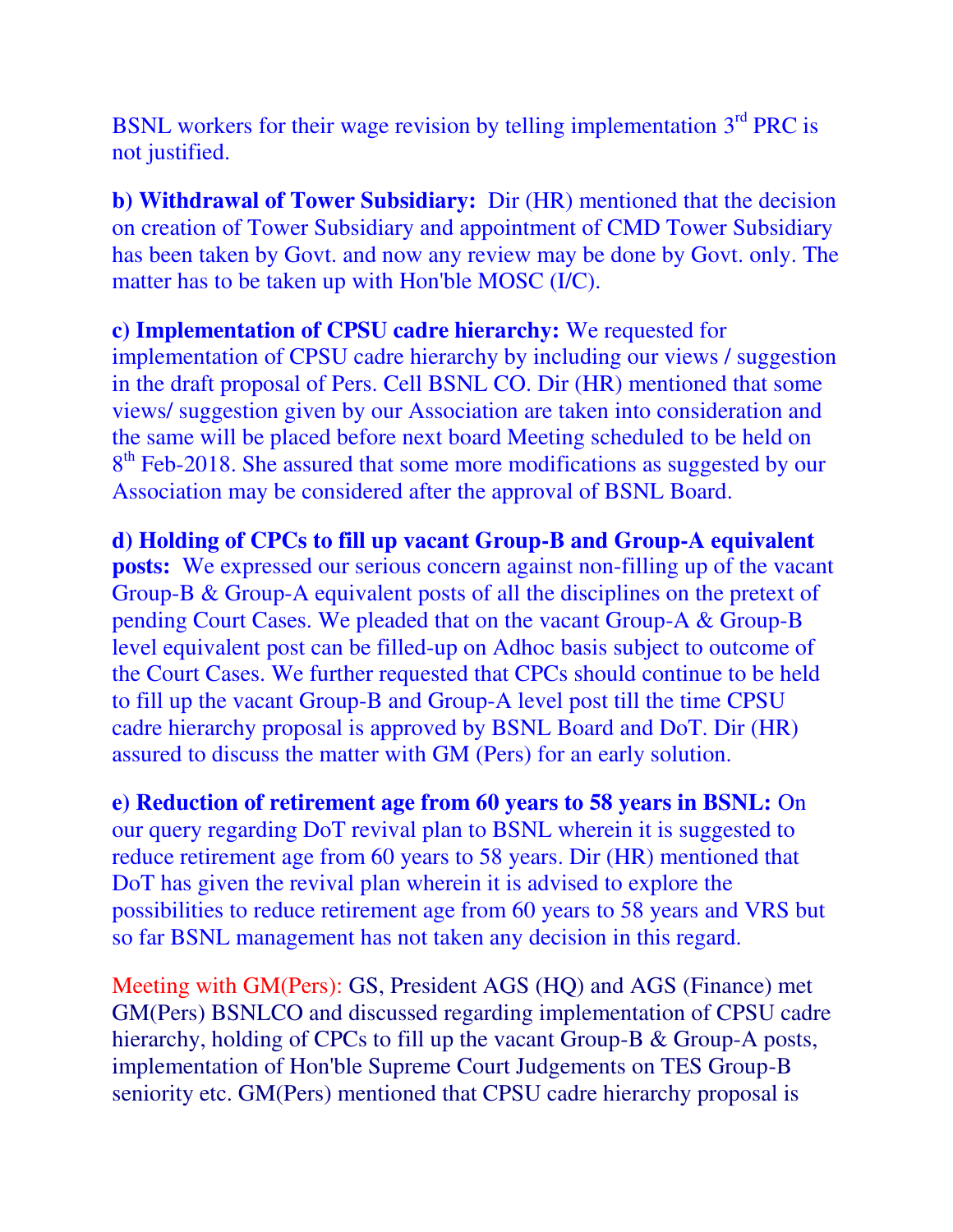BSNL workers for their wage revision by telling implementation 3rd PRC is not justified.

**b) Withdrawal of Tower Subsidiary:** Dir (HR) mentioned that the decision on creation of Tower Subsidiary and appointment of CMD Tower Subsidiary has been taken by Govt. and now any review may be done by Govt. only. The matter has to be taken up with Hon'ble MOSC (I/C).

**c) Implementation of CPSU cadre hierarchy:** We requested for implementation of CPSU cadre hierarchy by including our views / suggestion in the draft proposal of Pers. Cell BSNL CO. Dir (HR) mentioned that some views/ suggestion given by our Association are taken into consideration and the same will be placed before next board Meeting scheduled to be held on 8th Feb-2018. She assured that some more modifications as suggested by our Association may be considered after the approval of BSNL Board.

**d) Holding of CPCs to fill up vacant Group-B and Group-A equivalent posts:** We expressed our serious concern against non-filling up of the vacant Group-B & Group-A equivalent posts of all the disciplines on the pretext of pending Court Cases. We pleaded that on the vacant Group-A & Group-B level equivalent post can be filled-up on Adhoc basis subject to outcome of the Court Cases. We further requested that CPCs should continue to be held to fill up the vacant Group-B and Group-A level post till the time CPSU cadre hierarchy proposal is approved by BSNL Board and DoT. Dir (HR) assured to discuss the matter with GM (Pers) for an early solution.

**e) Reduction of retirement age from 60 years to 58 years in BSNL:** On our query regarding DoT revival plan to BSNL wherein it is suggested to reduce retirement age from 60 years to 58 years. Dir (HR) mentioned that DoT has given the revival plan wherein it is advised to explore the possibilities to reduce retirement age from 60 years to 58 years and VRS but so far BSNL management has not taken any decision in this regard.

Meeting with GM(Pers): GS, President AGS (HQ) and AGS (Finance) met GM(Pers) BSNLCO and discussed regarding implementation of CPSU cadre hierarchy, holding of CPCs to fill up the vacant Group-B & Group-A posts, implementation of Hon'ble Supreme Court Judgements on TES Group-B seniority etc. GM(Pers) mentioned that CPSU cadre hierarchy proposal is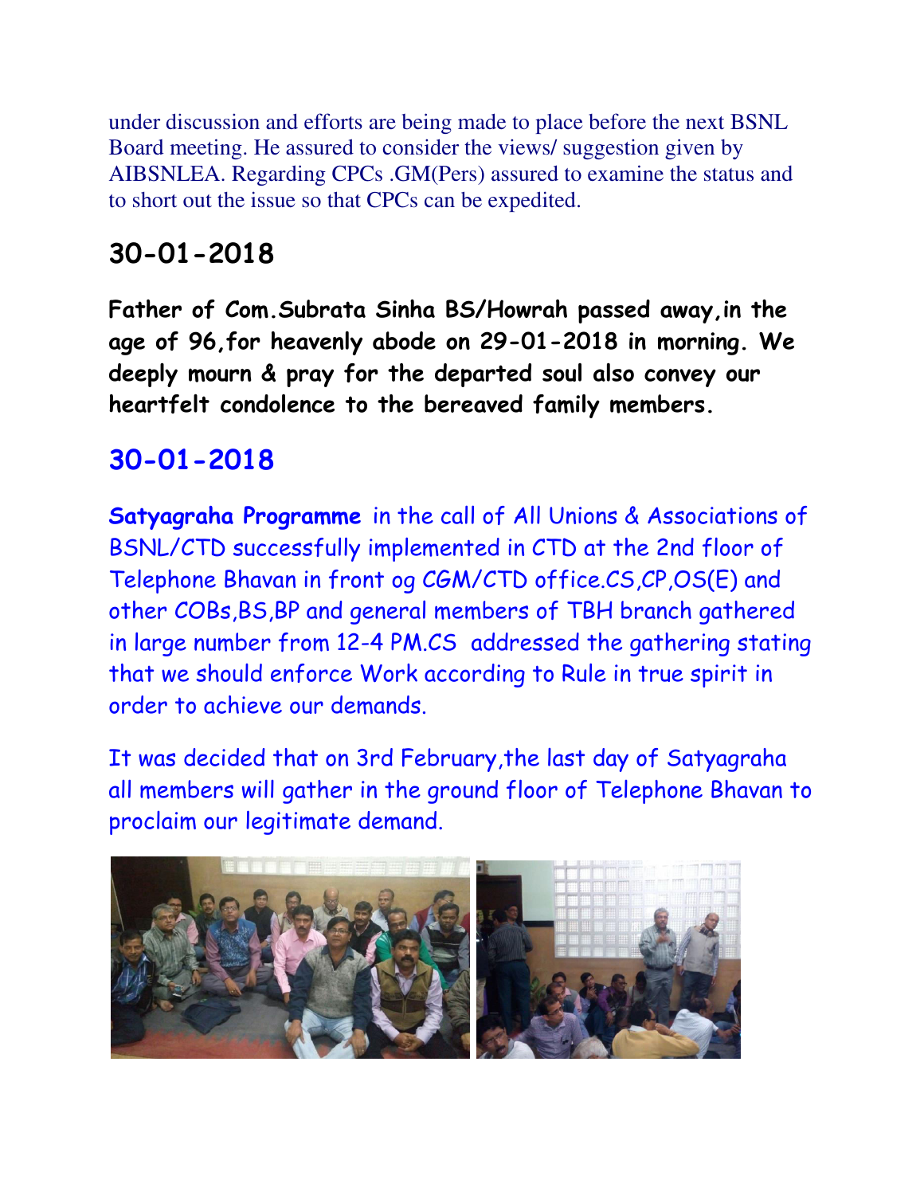under discussion and efforts are being made to place before the next BSNL Board meeting. He assured to consider the views/ suggestion given by AIBSNLEA. Regarding CPCs .GM(Pers) assured to examine the status and to short out the issue so that CPCs can be expedited.

## 30-01-2018

**Father of Com.Subrata Sinha BS/Howrah passed away,in the age of 96,for heavenly abode on 29-01-2018 in morning. We deeply mourn & pray for the departed soul also convey our heartfelt condolence to the bereaved family members.**

## 30-01-2018

**Satyagraha Programme** in the call of All Unions & Associations of BSNL/CTD successfully implemented in CTD at the 2nd floor of Telephone Bhavan in front og CGM/CTD office.CS,CP,OS(E) and other COBs,BS,BP and general members of TBH branch gathered in large number from 12-4 PM.CS addressed the gathering stating that we should enforce Work according to Rule in true spirit in order to achieve our demands.

It was decided that on 3rd February,the last day of Satyagraha all members will gather in the ground floor of Telephone Bhavan to proclaim our legitimate demand.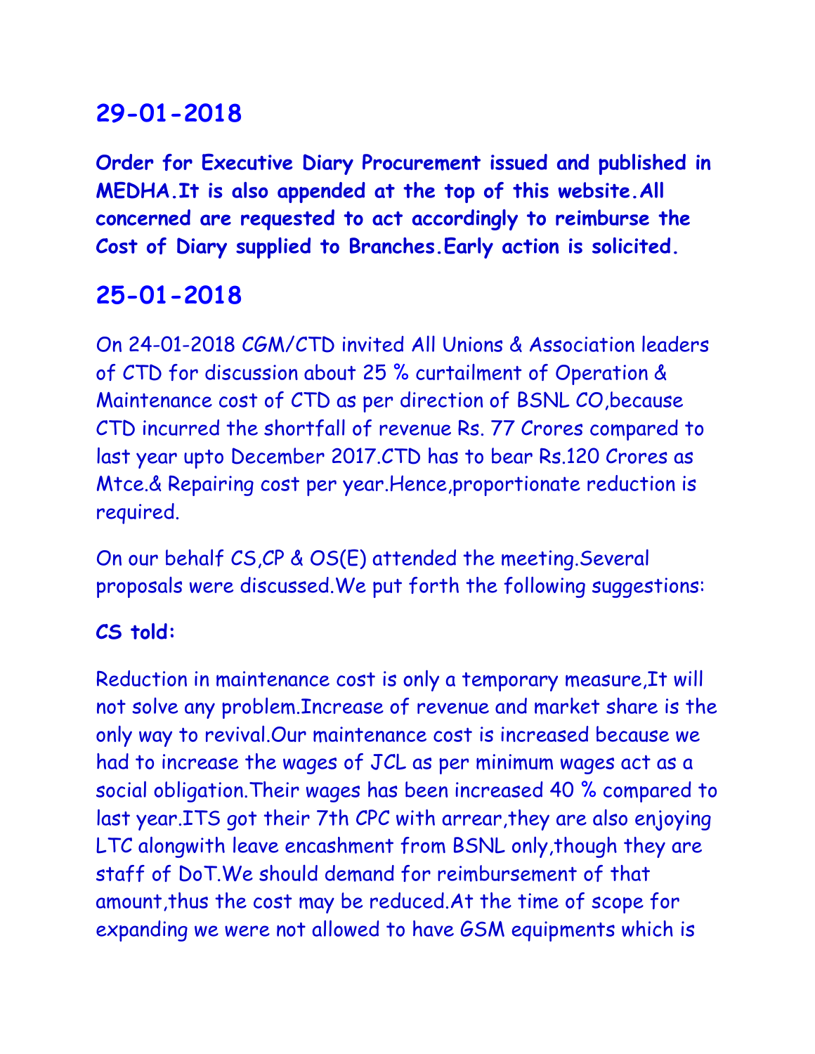## 29-01-2018

**Order for Executive Diary Procurement issued and published in MEDHA.It is also appended at the top of this website.All concerned are requested to act accordingly to reimburse the Cost of Diary supplied to Branches.Early action is solicited.**

## 25-01-2018

On 24-01-2018 CGM/CTD invited All Unions & Association leaders of CTD for discussion about 25 % curtailment of Operation & Maintenance cost of CTD as per direction of BSNL CO,because CTD incurred the shortfall of revenue Rs. 77 Crores compared to last year upto December 2017.CTD has to bear Rs.120 Crores as Mtce.& Repairing cost per year.Hence,proportionate reduction is required.

On our behalf CS,CP & OS(E) attended the meeting.Several proposals were discussed.We put forth the following suggestions:

**CS told:**

Reduction in maintenance cost is only a temporary measure,It will not solve any problem.Increase of revenue and market share is the only way to revival.Our maintenance cost is increased because we had to increase the wages of JCL as per minimum wages act as a social obligation.Their wages has been increased 40 % compared to last year.ITS got their 7th CPC with arrear,they are also enjoying LTC alongwith leave encashment from BSNL only,though they are staff of DoT.We should demand for reimbursement of that amount,thus the cost may be reduced.At the time of scope for expanding we were not allowed to have GSM equipments which is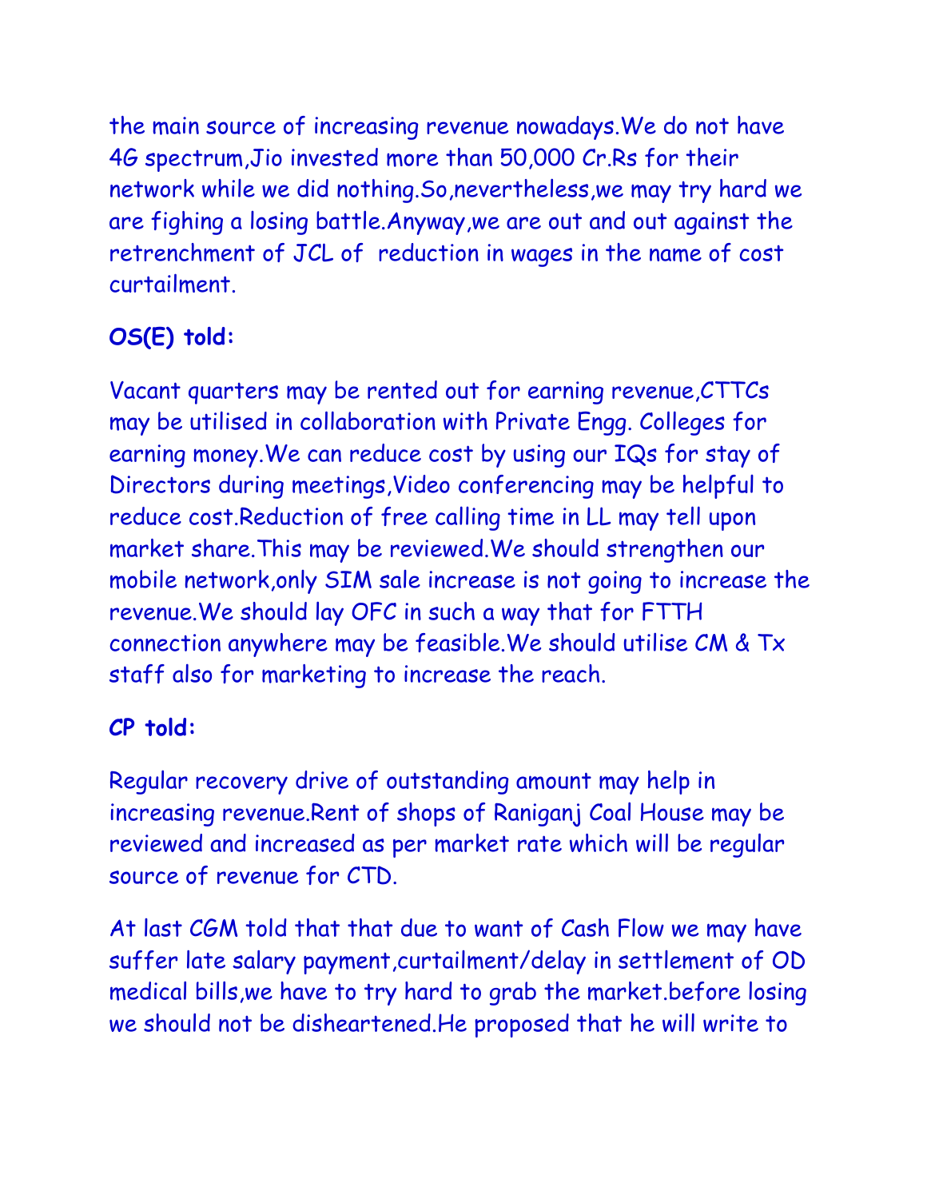the main source of increasing revenue nowadays.We do not have 4G spectrum,Jio invested more than 50,000 Cr.Rs for their network while we did nothing.So,nevertheless,we may try hard we are fighing a losing battle.Anyway,we are out and out against the retrenchment of JCL of  reduction in wages in the name of cost curtailment.

**OS(E) told:**

Vacant quarters may be rented out for earning revenue,CTTCs may be utilised in collaboration with Private Engg. Colleges for earning money.We can reduce cost by using our IQs for stay of Directors during meetings,Video conferencing may be helpful to reduce cost.Reduction of free calling time in LL may tell upon market share.This may be reviewed.We should strengthen our mobile network,only SIM sale increase is not going to increase the revenue.We should lay OFC in such a way that for FTTH connection anywhere may be feasible.We should utilise CM & Tx staff also for marketing to increase the reach.

**CP told:**

Regular recovery drive of outstanding amount may help in increasing revenue.Rent of shops of Raniganj Coal House may be reviewed and increased as per market rate which will be regular source of revenue for CTD.

At last CGM told that that due to want of Cash Flow we may have suffer late salary payment,curtailment/delay in settlement of OD medical bills,we have to try hard to grab the market.before losing we should not be disheartened.He proposed that he will write to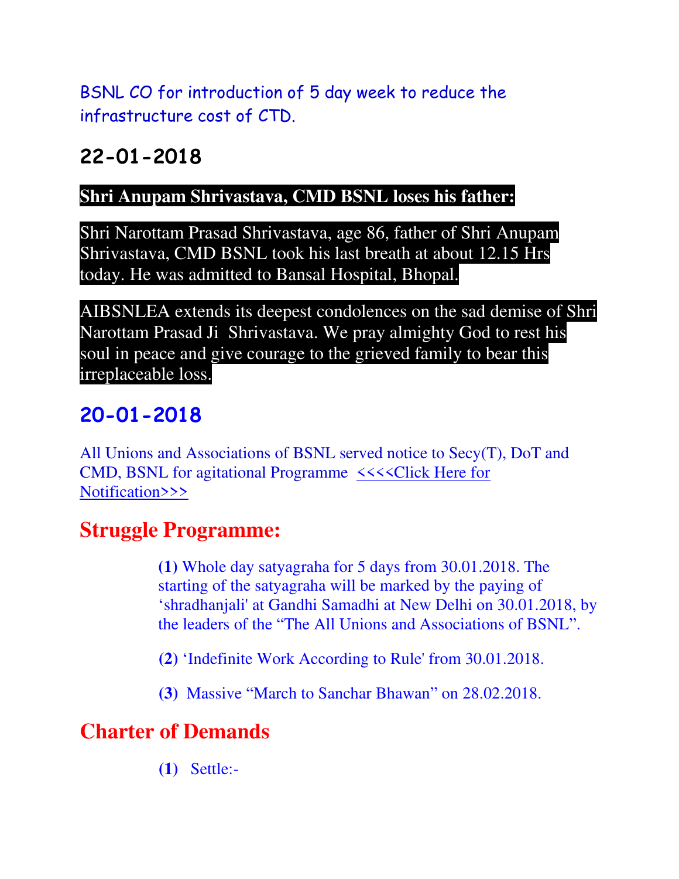BSNL CO for introduction of 5 day week to reduce the infrastructure cost of CTD.

## 22-01-2018

**Shri Anupam Shrivastava, CMD BSNL loses his father:**

Shri Narottam Prasad Shrivastava, age 86, father of Shri Anupam Shrivastava, CMD BSNL took his last breath at about 12.15 Hrs today. He was admitted to Bansal Hospital, Bhopal.

AIBSNLEA extends its deepest condolences on the sad demise of Shri Narottam Prasad Ji Shrivastava. We pray almighty God to rest his soul in peace and give courage to the grieved family to bear this irreplaceable loss.

## 20-01-2018

All Unions and Associations of BSNL served notice to Secy(T), DoT and CMD, BSNL for agitational Programme <<<<Click Here for Notification>>>

## Struggle Programme:

**(1)** Whole day satyagraha for 5 days from 30.01.2018. The starting of the satyagraha will be marked by the paying of 'shradhanjali' at Gandhi Samadhi at New Delhi on 30.01.2018, by the leaders of the "The All Unions and Associations of BSNL".

**(2)** 'Indefinite Work According to Rule' from 30.01.2018.

**(3)** Massive "March to Sanchar Bhawan" on 28.02.2018.

## Charter of Demands

**(1)** Settle:-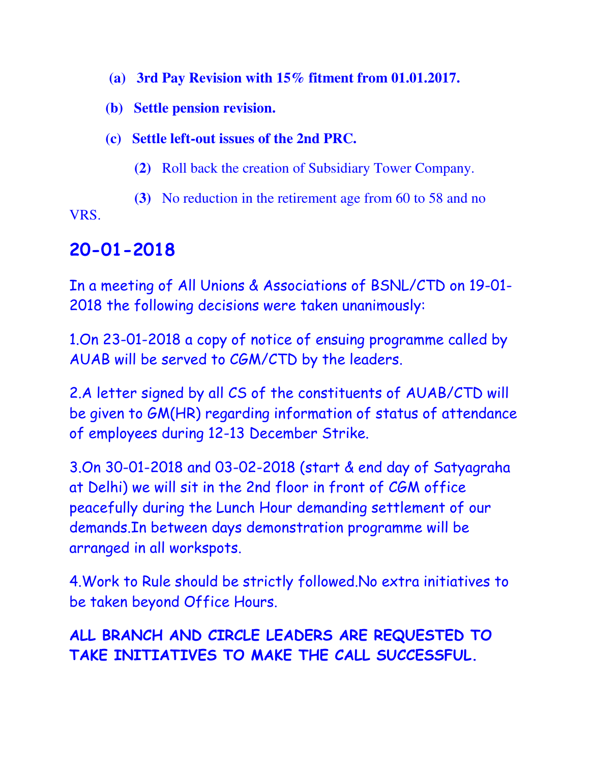**(a) 3rd Pay Revision with 15% fitment from 01.01.2017.**

**(b) Settle pension revision.**

**(c) Settle left-out issues of the 2nd PRC.**

**(2)** Roll back the creation of Subsidiary Tower Company.

**(3)** No reduction in the retirement age from 60 to 58 and no VRS.

## 20-01-2018

In a meeting of All Unions & Associations of BSNL/CTD on 19-01-2018 the following decisions were taken unanimously:

1.On 23-01-2018 a copy of notice of ensuing programme called by AUAB will be served to CGM/CTD by the leaders.

2.A letter signed by all CS of the constituents of AUAB/CTD will be given to GM(HR) regarding information of status of attendance of employees during 12-13 December Strike.

3.On 30-01-2018 and 03-02-2018 (start & end day of Satyagraha at Delhi) we will sit in the 2nd floor in front of CGM office peacefully during the Lunch Hour demanding settlement of our demands.In between days demonstration programme will be arranged in all workspots.

4.Work to Rule should be strictly followed.No extra initiatives to be taken beyond Office Hours.

**ALL BRANCH AND CIRCLE LEADERS ARE REQUESTED TO TAKE INITIATIVES TO MAKE THE CALL SUCCESSFUL.**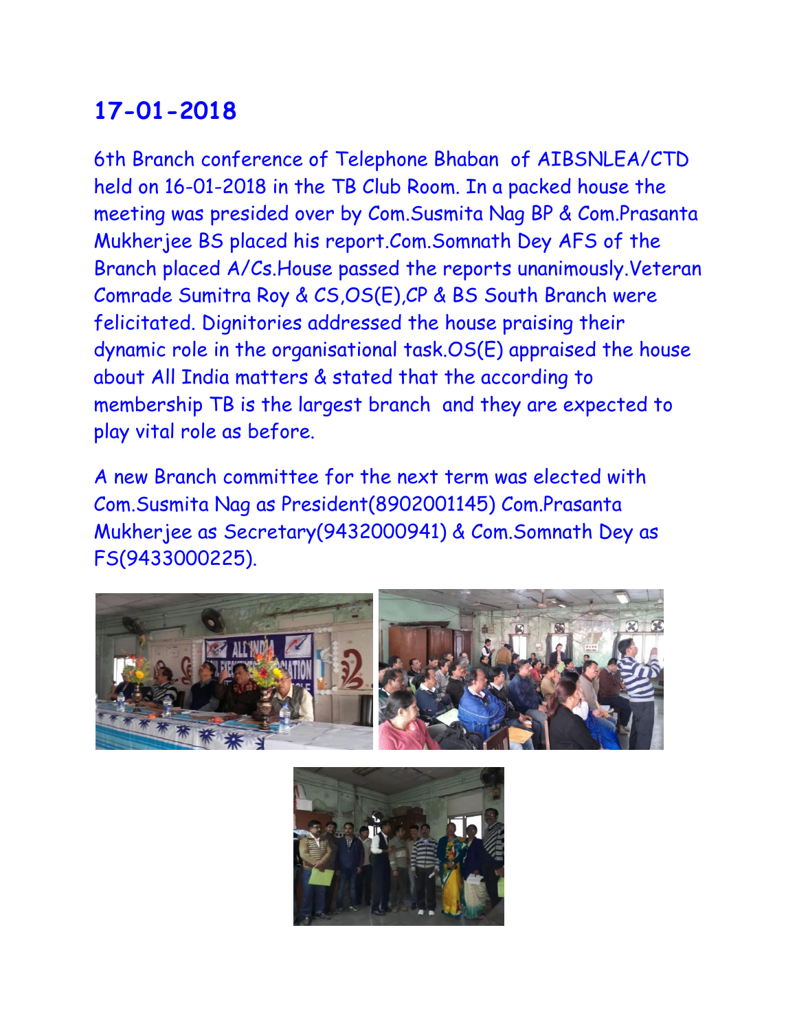## 17-01-2018

6th Branch conference of Telephone Bhaban of AIBSNLEA/CTD held on 16-01-2018 in the TB Club Room. In a packed house the meeting was presided over by Com.Susmita Nag BP & Com.Prasanta Mukherjee BS placed his report.Com.Somnath Dey AFS of the Branch placed A/Cs.House passed the reports unanimously.Veteran Comrade Sumitra Roy & CS,OS(E),CP & BS South Branch were felicitated. Dignitories addressed the house praising their dynamic role in the organisational task.OS(E) appraised the house about All India matters & stated that the according to membership TB is the largest branch and they are expected to play vital role as before.

A new Branch committee for the next term was elected with Com.Susmita Nag as President(8902001145) Com.Prasanta Mukherjee as Secretary(9432000941) & Com.Somnath Dey as FS(9433000225).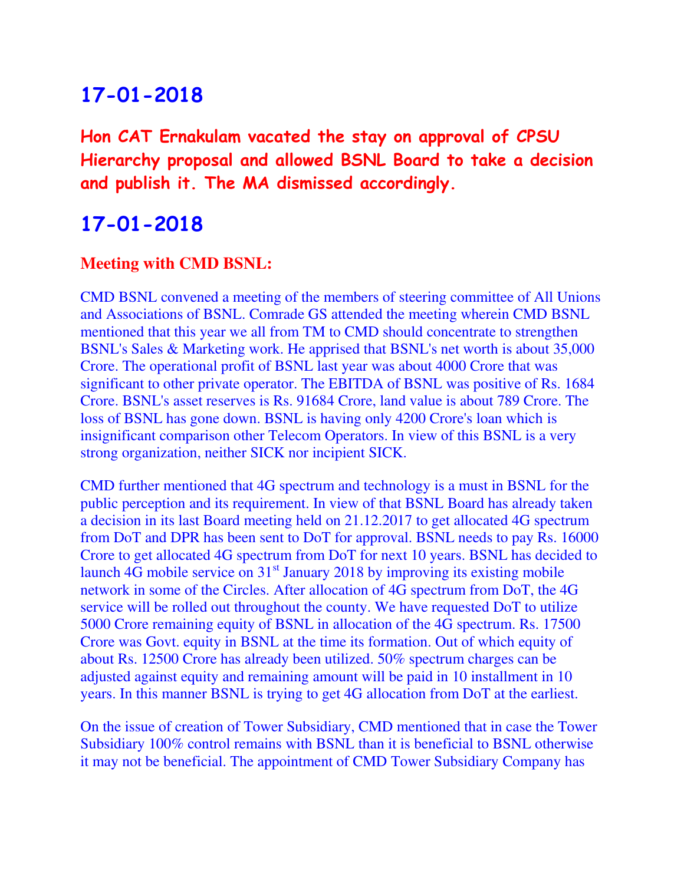## 17-01-2018

**Hon CAT Ernakulam vacated the stay on approval of CPSU Hierarchy proposal and allowed BSNL Board to take a decision and publish it. The MA dismissed accordingly.**

## 17-01-2018

**Meeting with CMD BSNL:**

CMD BSNL convened a meeting of the members of steering committee of All Unions and Associations of BSNL. Comrade GS attended the meeting wherein CMD BSNL mentioned that this year we all from TM to CMD should concentrate to strengthen BSNL's Sales & Marketing work. He apprised that BSNL's net worth is about 35,000 Crore. The operational profit of BSNL last year was about 4000 Crore that was significant to other private operator. The EBITDA of BSNL was positive of Rs. 1684 Crore. BSNL's asset reserves is Rs. 91684 Crore, land value is about 789 Crore. The loss of BSNL has gone down. BSNL is having only 4200 Crore's loan which is insignificant comparison other Telecom Operators. In view of this BSNL is a very strong organization, neither SICK nor incipient SICK.

CMD further mentioned that 4G spectrum and technology is a must in BSNL for the public perception and its requirement. In view of that BSNL Board has already taken a decision in its last Board meeting held on 21.12.2017 to get allocated 4G spectrum from DoT and DPR has been sent to DoT for approval. BSNL needs to pay Rs. 16000 Crore to get allocated 4G spectrum from DoT for next 10 years. BSNL has decided to launch 4G mobile service on 31st January 2018 by improving its existing mobile network in some of the Circles. After allocation of 4G spectrum from DoT, the 4G service will be rolled out throughout the county. We have requested DoT to utilize 5000 Crore remaining equity of BSNL in allocation of the 4G spectrum. Rs. 17500 Crore was Govt. equity in BSNL at the time its formation. Out of which equity of about Rs. 12500 Crore has already been utilized. 50% spectrum charges can be adjusted against equity and remaining amount will be paid in 10 installment in 10 years. In this manner BSNL is trying to get 4G allocation from DoT at the earliest.

On the issue of creation of Tower Subsidiary, CMD mentioned that in case the Tower Subsidiary 100% control remains with BSNL than it is beneficial to BSNL otherwise it may not be beneficial. The appointment of CMD Tower Subsidiary Company has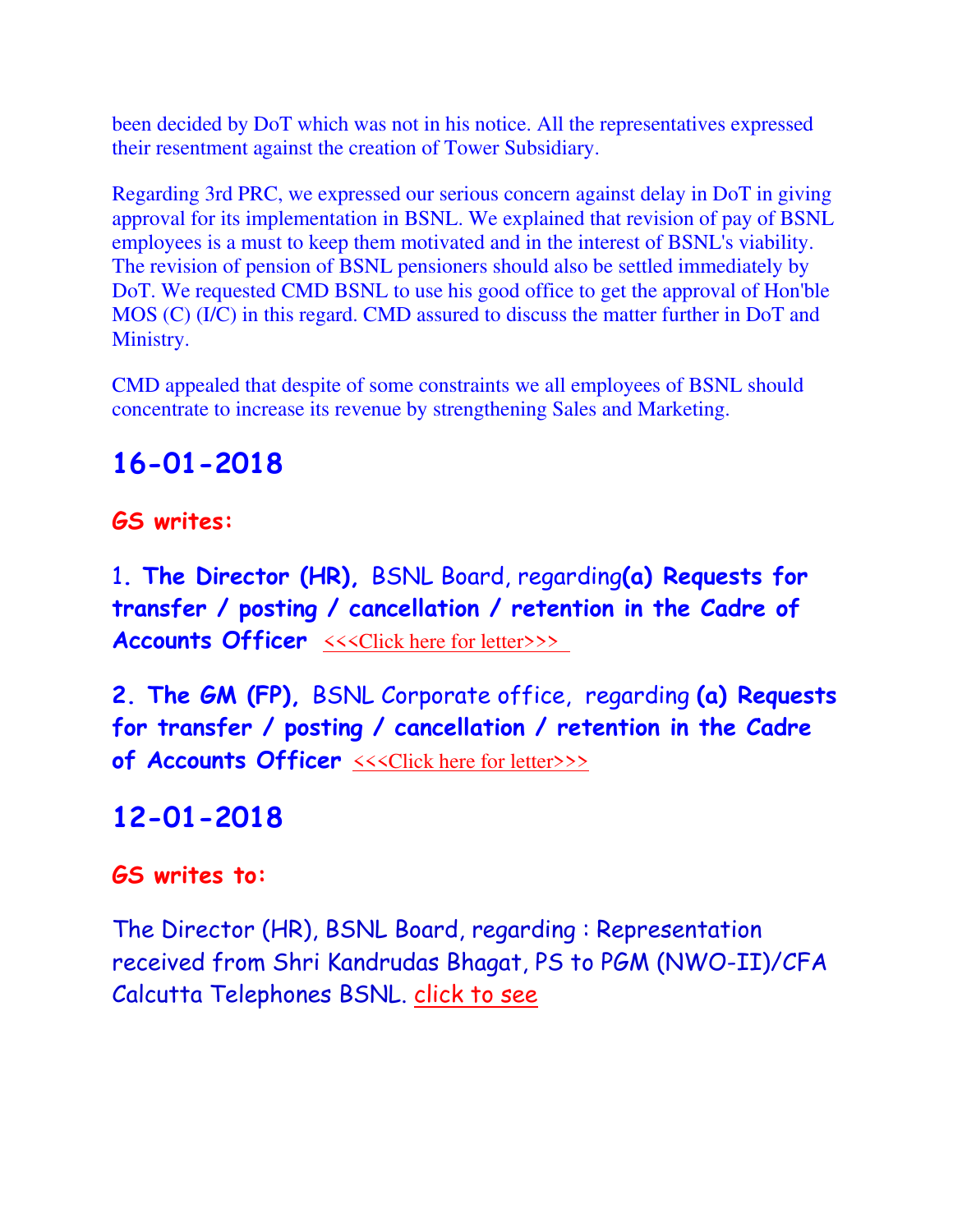been decided by DoT which was not in his notice. All the representatives expressed their resentment against the creation of Tower Subsidiary.

Regarding 3rd PRC, we expressed our serious concern against delay in DoT in giving approval for its implementation in BSNL. We explained that revision of pay of BSNL employees is a must to keep them motivated and in the interest of BSNL's viability. The revision of pension of BSNL pensioners should also be settled immediately by DoT. We requested CMD BSNL to use his good office to get the approval of Hon'ble MOS (C) (I/C) in this regard. CMD assured to discuss the matter further in DoT and Ministry.

CMD appealed that despite of some constraints we all employees of BSNL should concentrate to increase its revenue by strengthening Sales and Marketing.

## 16-01-2018

**GS writes:**

1. **The Director (HR),** BSNL Board, regarding **(a) Requests for transfer / posting / cancellation / retention in the Cadre of Accounts Officer** <<<Click here for letter>>>

2. **The GM (FP),** BSNL Corporate office, regarding **(a) Requests for transfer / posting / cancellation / retention in the Cadre of Accounts Officer** <<<Click here for letter>>>

## 12-01-2018

**GS writes to:**

The Director (HR), BSNL Board, regarding : Representation received from Shri Kandrudas Bhagat, PS to PGM (NWO-II)/CFA Calcutta Telephones BSNL. click to see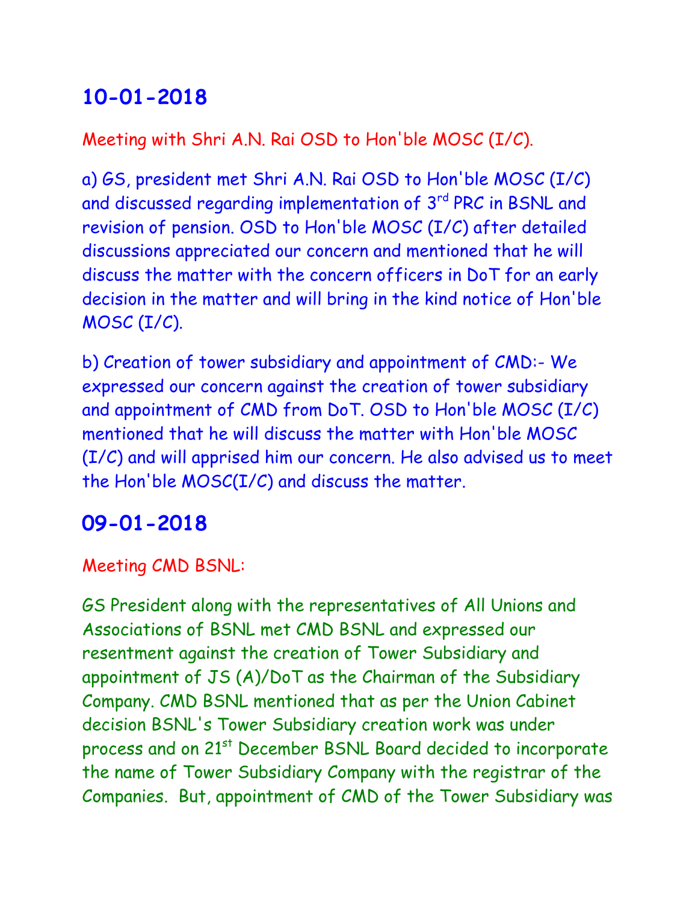## 10-01-2018

Meeting with Shri A.N. Rai OSD to Hon'ble MOSC (I/C).

a) GS, president met Shri A.N. Rai OSD to Hon'ble MOSC (I/C) and discussed regarding implementation of 3rd PRC in BSNL and revision of pension. OSD to Hon'ble MOSC (I/C) after detailed discussions appreciated our concern and mentioned that he will discuss the matter with the concern officers in DoT for an early decision in the matter and will bring in the kind notice of Hon'ble MOSC (I/C).

b) Creation of tower subsidiary and appointment of CMD:- We expressed our concern against the creation of tower subsidiary and appointment of CMD from DoT. OSD to Hon'ble MOSC (I/C) mentioned that he will discuss the matter with Hon'ble MOSC (I/C) and will apprised him our concern. He also advised us to meet the Hon'ble MOSC(I/C) and discuss the matter.

## 09-01-2018

Meeting CMD BSNL:

GS President along with the representatives of All Unions and Associations of BSNL met CMD BSNL and expressed our resentment against the creation of Tower Subsidiary and appointment of JS (A)/DoT as the Chairman of the Subsidiary Company. CMD BSNL mentioned that as per the Union Cabinet decision BSNL's Tower Subsidiary creation work was under process and on 21st December BSNL Board decided to incorporate the name of Tower Subsidiary Company with the registrar of the Companies. But, appointment of CMD of the Tower Subsidiary was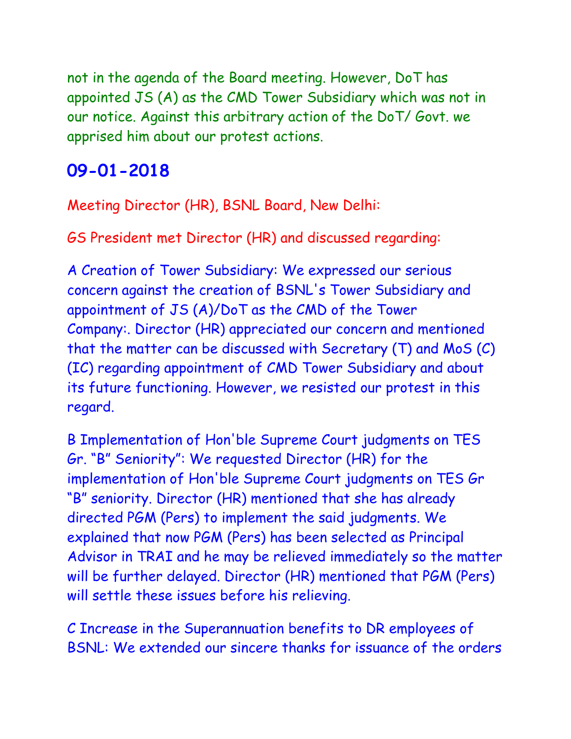not in the agenda of the Board meeting. However, DoT has appointed JS (A) as the CMD Tower Subsidiary which was not in our notice. Against this arbitrary action of the DoT/ Govt. we apprised him about our protest actions.

## 09-01-2018

Meeting Director (HR), BSNL Board, New Delhi:

GS President met Director (HR) and discussed regarding:

A Creation of Tower Subsidiary: We expressed our serious concern against the creation of BSNL's Tower Subsidiary and appointment of JS (A)/DoT as the CMD of the Tower Company:. Director (HR) appreciated our concern and mentioned that the matter can be discussed with Secretary (T) and MoS (C)(IC) regarding appointment of CMD Tower Subsidiary and about its future functioning. However, we resisted our protest in this regard.

B Implementation of Hon'ble Supreme Court judgments on TES Gr. "B" Seniority": We requested Director (HR) for the implementation of Hon'ble Supreme Court judgments on TES Gr "B" seniority. Director (HR) mentioned that she has already directed PGM (Pers) to implement the said judgments. We explained that now PGM (Pers) has been selected as Principal Advisor in TRAI and he may be relieved immediately so the matter will be further delayed. Director (HR) mentioned that PGM (Pers) will settle these issues before his relieving.

C Increase in the Superannuation benefits to DR employees of BSNL: We extended our sincere thanks for issuance of the orders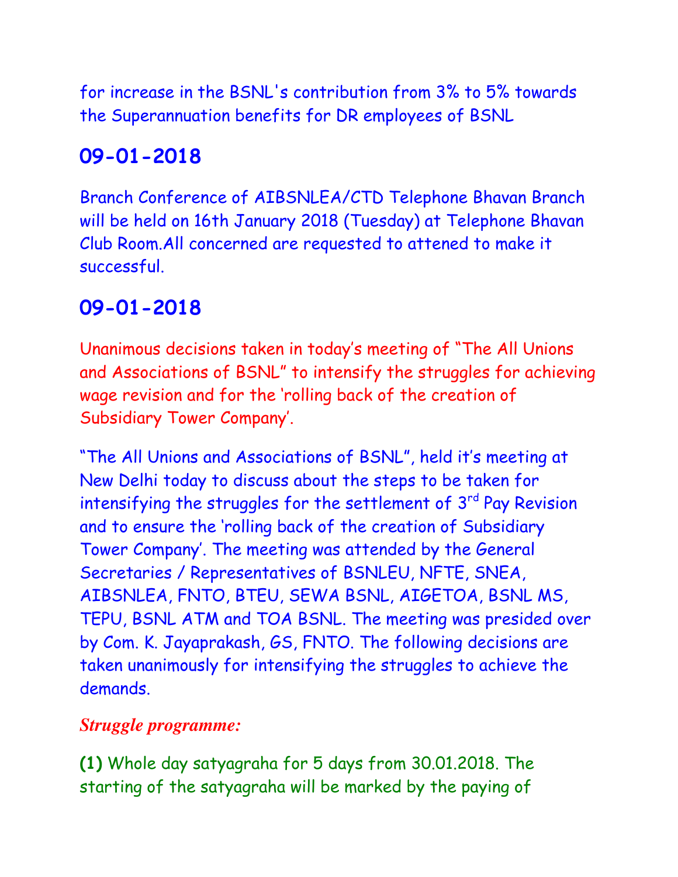for increase in the BSNL's contribution from 3% to 5% towards the Superannuation benefits for DR employees of BSNL

## 09-01-2018

Branch Conference of AIBSNLEA/CTD Telephone Bhavan Branch will be held on 16th January 2018 (Tuesday) at Telephone Bhavan Club Room.All concerned are requested to attened to make it successful.

## 09-01-2018

Unanimous decisions taken in today's meeting of "The All Unions and Associations of BSNL" to intensify the struggles for achieving wage revision and for the 'rolling back of the creation of Subsidiary Tower Company'.

"The All Unions and Associations of BSNL", held it's meeting at New Delhi today to discuss about the steps to be taken for intensifying the struggles for the settlement of 3rd Pay Revision and to ensure the 'rolling back of the creation of Subsidiary Tower Company'. The meeting was attended by the General Secretaries / Representatives of BSNLEU, NFTE, SNEA, AIBSNLEA, FNTO, BTEU, SEWA BSNL, AIGETOA, BSNL MS, TEPU, BSNL ATM and TOA BSNL. The meeting was presided over by Com. K. Jayaprakash, GS, FNTO. The following decisions are taken unanimously for intensifying the struggles to achieve the demands.

***Struggle programme:***

**(1)** Whole day satyagraha for 5 days from 30.01.2018. The starting of the satyagraha will be marked by the paying of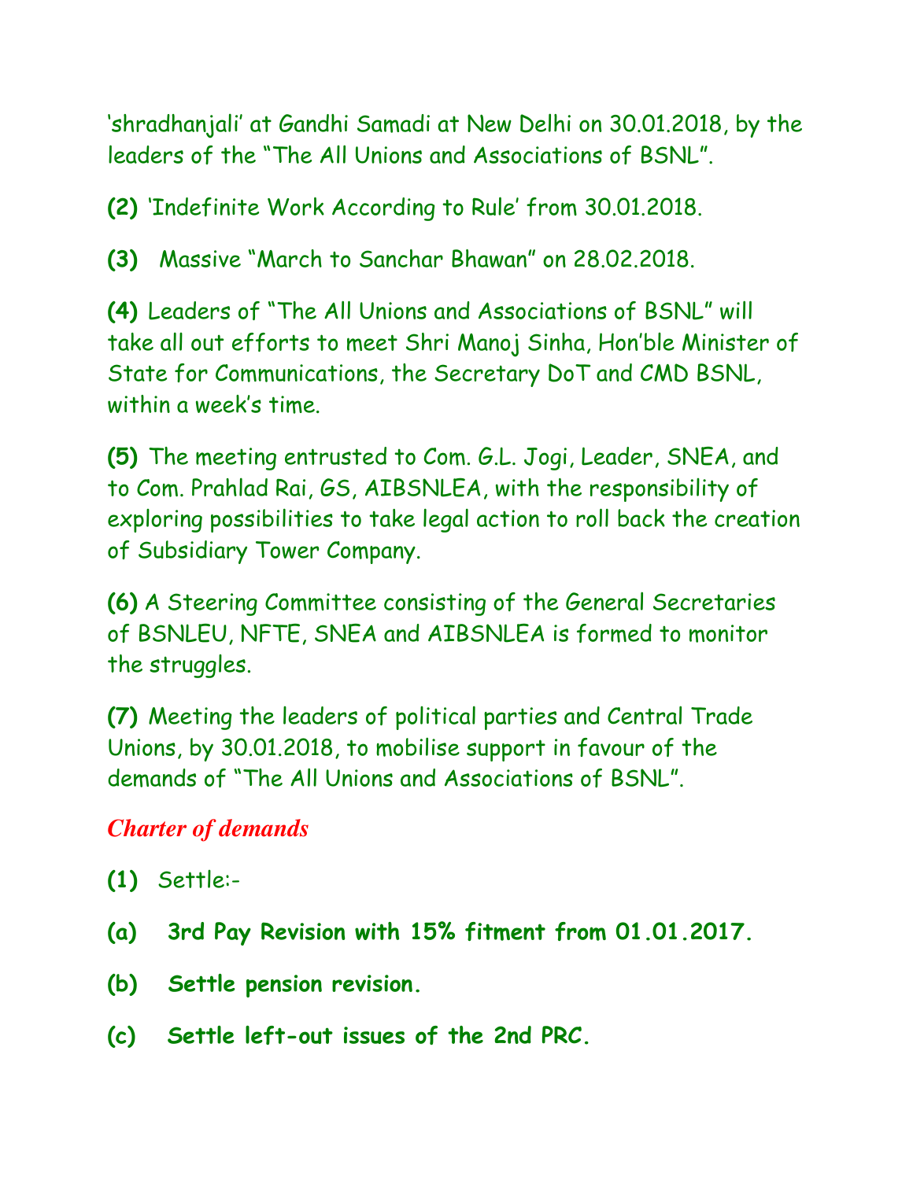'shradhanjali' at Gandhi Samadi at New Delhi on 30.01.2018, by the leaders of the "The All Unions and Associations of BSNL".

**(2)** 'Indefinite Work According to Rule' from 30.01.2018.

**(3)** Massive "March to Sanchar Bhawan" on 28.02.2018.

**(4)** Leaders of "The All Unions and Associations of BSNL" will take all out efforts to meet Shri Manoj Sinha, Hon'ble Minister of State for Communications, the Secretary DoT and CMD BSNL, within a week's time.

**(5)** The meeting entrusted to Com. G.L. Jogi, Leader, SNEA, and to Com. Prahlad Rai, GS, AIBSNLEA, with the responsibility of exploring possibilities to take legal action to roll back the creation of Subsidiary Tower Company.

**(6)** A Steering Committee consisting of the General Secretaries of BSNLEU, NFTE, SNEA and AIBSNLEA is formed to monitor the struggles.

**(7)** Meeting the leaders of political parties and Central Trade Unions, by 30.01.2018, to mobilise support in favour of the demands of "The All Unions and Associations of BSNL".

***Charter of demands***

**(1)** Settle:-

**(a) 3rd Pay Revision with 15% fitment from 01.01.2017.**

**(b) Settle pension revision.**

**(c) Settle left-out issues of the 2nd PRC.**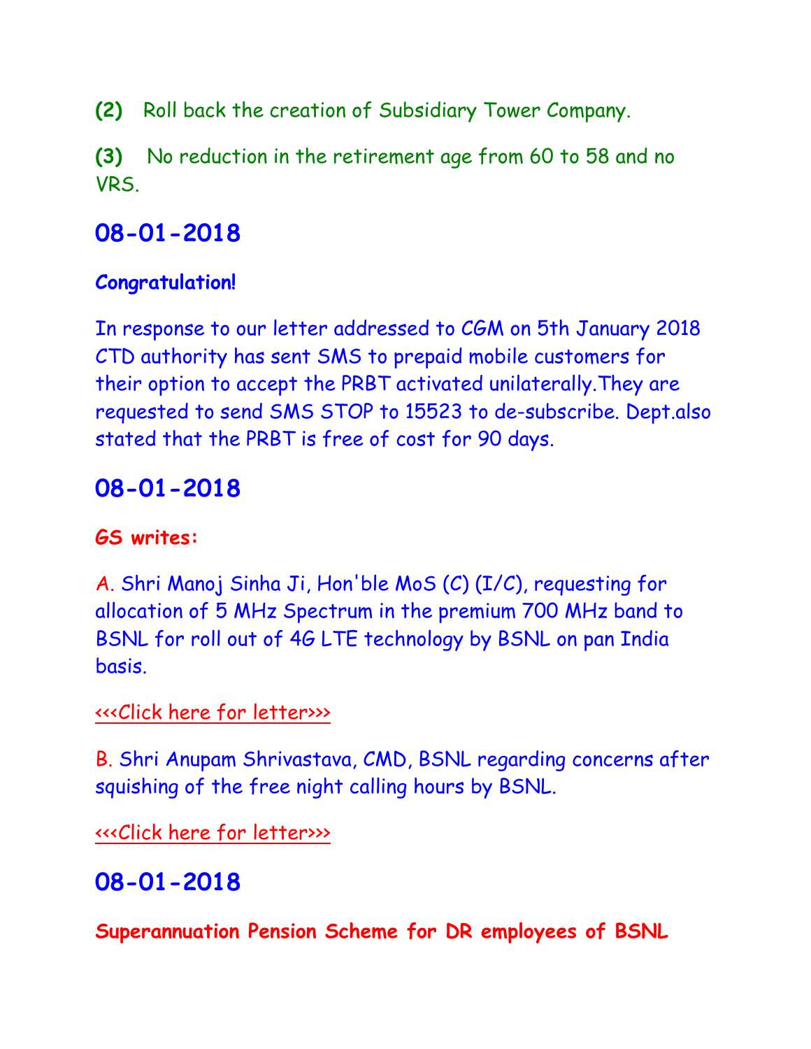**(2)** Roll back the creation of Subsidiary Tower Company.

**(3)** No reduction in the retirement age from 60 to 58 and no VRS.

## 08-01-2018

**Congratulation!**

In response to our letter addressed to CGM on 5th January 2018 CTD authority has sent SMS to prepaid mobile customers for their option to accept the PRBT activated unilaterally.They are requested to send SMS STOP to 15523 to de-subscribe. Dept.also stated that the PRBT is free of cost for 90 days.

## 08-01-2018

**GS writes:**

A. Shri Manoj Sinha Ji, Hon'ble MoS (C) (I/C), requesting for allocation of 5 MHz Spectrum in the premium 700 MHz band to BSNL for roll out of 4G LTE technology by BSNL on pan India basis.

<<<Click here for letter>>>

B. Shri Anupam Shrivastava, CMD, BSNL regarding concerns after squishing of the free night calling hours by BSNL.

<<<Click here for letter>>>

## 08-01-2018

**Superannuation Pension Scheme for DR employees of BSNL**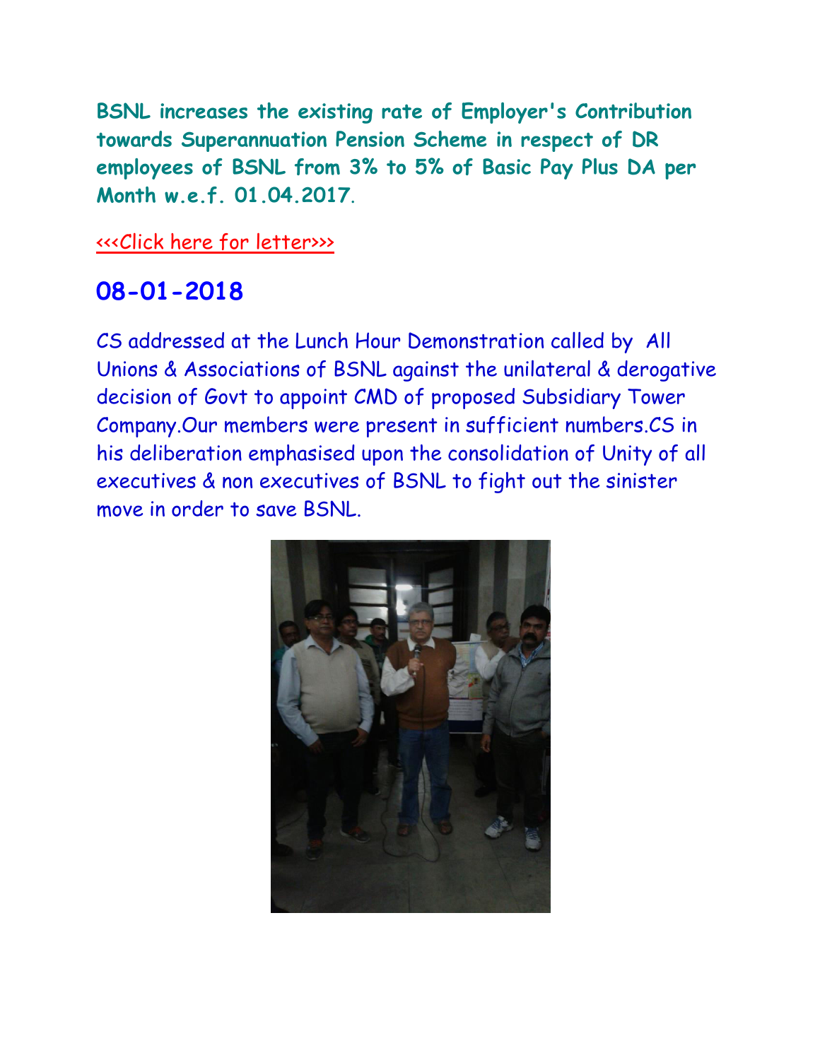**BSNL increases the existing rate of Employer's Contribution towards Superannuation Pension Scheme in respect of DR employees of BSNL from 3% to 5% of Basic Pay Plus DA per Month w.e.f. 01.04.2017**.

<<<Click here for letter>>>

## 08-01-2018

CS addressed at the Lunch Hour Demonstration called by All Unions & Associations of BSNL against the unilateral & derogative decision of Govt to appoint CMD of proposed Subsidiary Tower Company.Our members were present in sufficient numbers.CS in his deliberation emphasised upon the consolidation of Unity of all executives & non executives of BSNL to fight out the sinister move in order to save BSNL.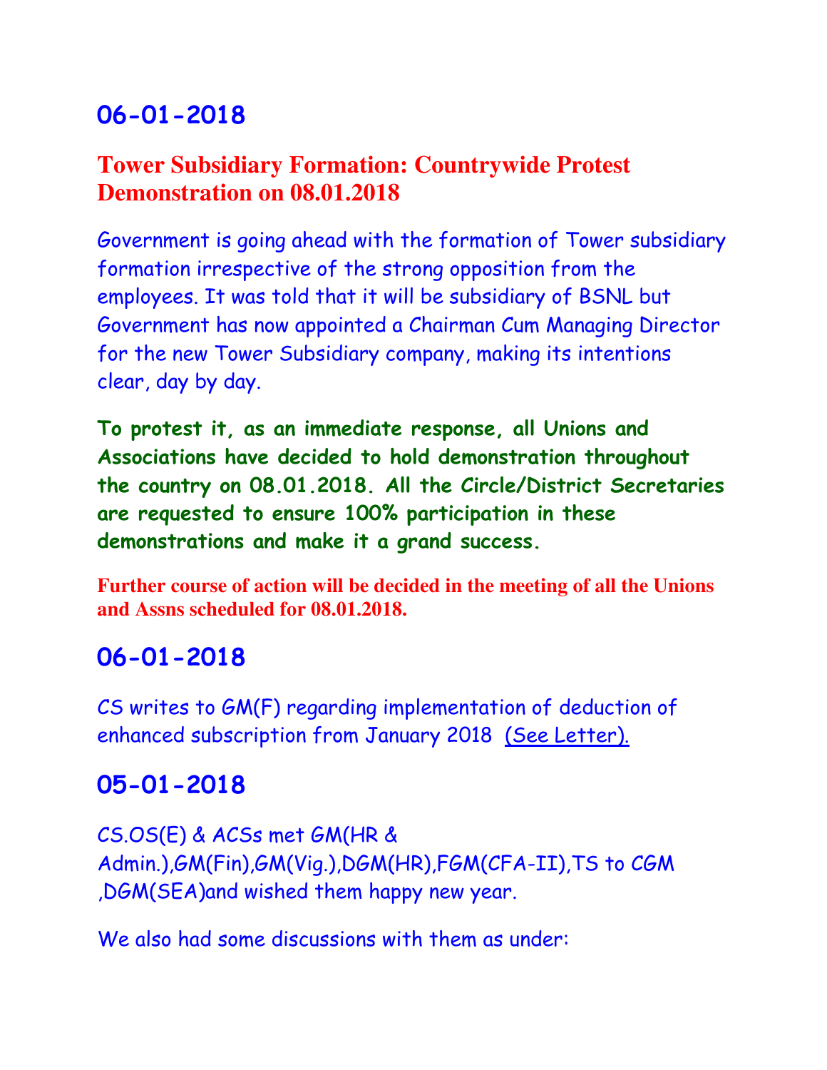## 06-01-2018

### Tower Subsidiary Formation: Countrywide Protest Demonstration on 08.01.2018

Government is going ahead with the formation of Tower subsidiary formation irrespective of the strong opposition from the employees. It was told that it will be subsidiary of BSNL but Government has now appointed a Chairman Cum Managing Director for the new Tower Subsidiary company, making its intentions clear, day by day.

**To protest it, as an immediate response, all Unions and Associations have decided to hold demonstration throughout the country on 08.01.2018. All the Circle/District Secretaries are requested to ensure 100% participation in these demonstrations and make it a grand success.**

**Further course of action will be decided in the meeting of all the Unions and Assns scheduled for 08.01.2018.**

## 06-01-2018

CS writes to GM(F) regarding implementation of deduction of enhanced subscription from January 2018 (See Letter).

## 05-01-2018

CS.OS(E) & ACSs met GM(HR & Admin.),GM(Fin),GM(Vig.),DGM(HR),FGM(CFA-II),TS to CGM ,DGM(SEA)and wished them happy new year.

We also had some discussions with them as under: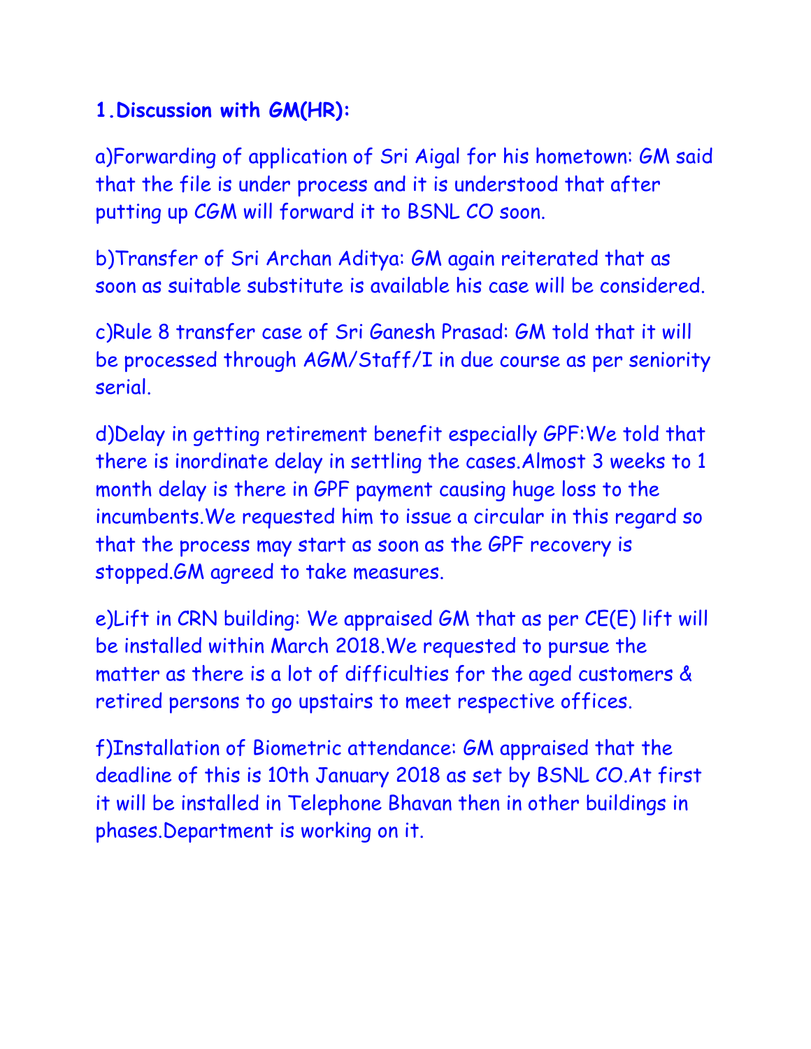**1.Discussion with GM(HR):**

a)Forwarding of application of Sri Aigal for his hometown: GM said that the file is under process and it is understood that after putting up CGM will forward it to BSNL CO soon.

b)Transfer of Sri Archan Aditya: GM again reiterated that as soon as suitable substitute is available his case will be considered.

c)Rule 8 transfer case of Sri Ganesh Prasad: GM told that it will be processed through AGM/Staff/I in due course as per seniority serial.

d)Delay in getting retirement benefit especially GPF:We told that there is inordinate delay in settling the cases.Almost 3 weeks to 1 month delay is there in GPF payment causing huge loss to the incumbents.We requested him to issue a circular in this regard so that the process may start as soon as the GPF recovery is stopped.GM agreed to take measures.

e)Lift in CRN building: We appraised GM that as per CE(E) lift will be installed within March 2018.We requested to pursue the matter as there is a lot of difficulties for the aged customers & retired persons to go upstairs to meet respective offices.

f)Installation of Biometric attendance: GM appraised that the deadline of this is 10th January 2018 as set by BSNL CO.At first it will be installed in Telephone Bhavan then in other buildings in phases.Department is working on it.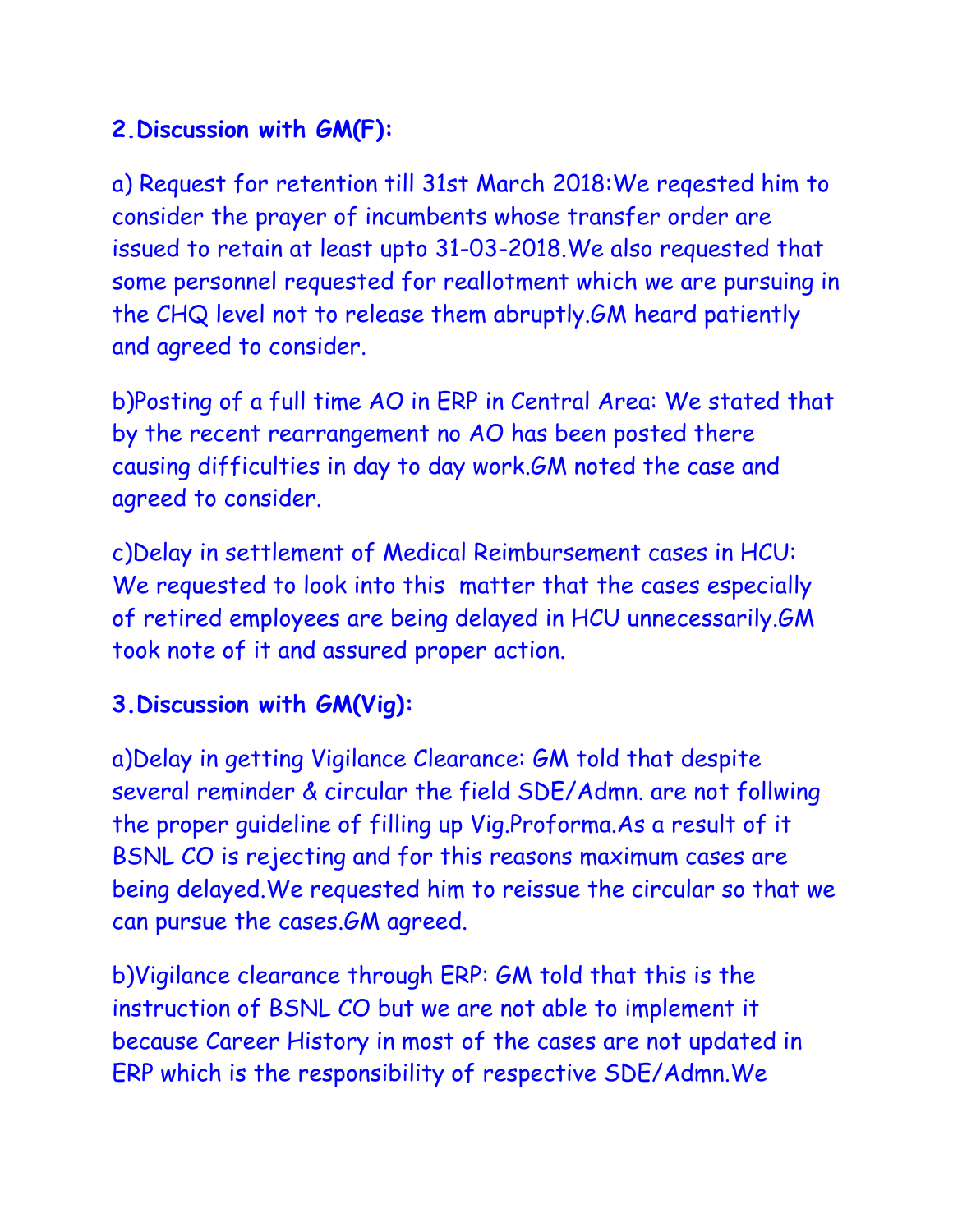**2.Discussion with GM(F):**

a) Request for retention till 31st March 2018:We reqested him to consider the prayer of incumbents whose transfer order are issued to retain at least upto 31-03-2018.We also requested that some personnel requested for reallotment which we are pursuing in the CHQ level not to release them abruptly.GM heard patiently and agreed to consider.

b)Posting of a full time AO in ERP in Central Area: We stated that by the recent rearrangement no AO has been posted there causing difficulties in day to day work.GM noted the case and agreed to consider.

c)Delay in settlement of Medical Reimbursement cases in HCU: We requested to look into this matter that the cases especially of retired employees are being delayed in HCU unnecessarily.GM took note of it and assured proper action.

**3.Discussion with GM(Vig):**

a)Delay in getting Vigilance Clearance: GM told that despite several reminder & circular the field SDE/Admn. are not follwing the proper guideline of filling up Vig.Proforma.As a result of it BSNL CO is rejecting and for this reasons maximum cases are being delayed.We requested him to reissue the circular so that we can pursue the cases.GM agreed.

b)Vigilance clearance through ERP: GM told that this is the instruction of BSNL CO but we are not able to implement it because Career History in most of the cases are not updated in ERP which is the responsibility of respective SDE/Admn.We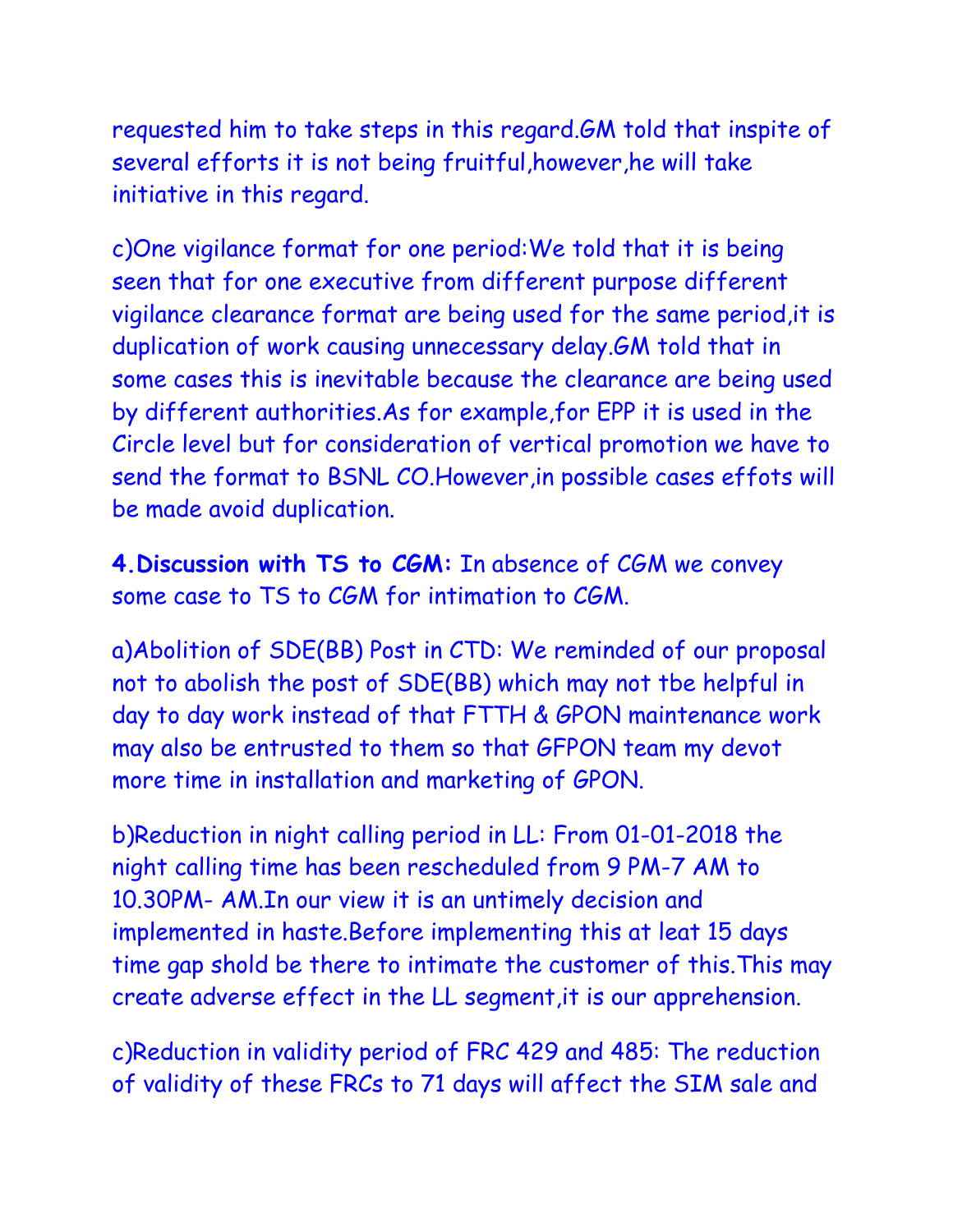requested him to take steps in this regard.GM told that inspite of several efforts it is not being fruitful,however,he will take initiative in this regard.

c)One vigilance format for one period:We told that it is being seen that for one executive from different purpose different vigilance clearance format are being used for the same period,it is duplication of work causing unnecessary delay.GM told that in some cases this is inevitable because the clearance are being used by different authorities.As for example,for EPP it is used in the Circle level but for consideration of vertical promotion we have to send the format to BSNL CO.However,in possible cases effots will be made avoid duplication.

**4.Discussion with TS to CGM:** In absence of CGM we convey some case to TS to CGM for intimation to CGM.

a)Abolition of SDE(BB) Post in CTD: We reminded of our proposal not to abolish the post of SDE(BB) which may not tbe helpful in day to day work instead of that FTTH & GPON maintenance work may also be entrusted to them so that GFPON team my devot more time in installation and marketing of GPON.

b)Reduction in night calling period in LL: From 01-01-2018 the night calling time has been rescheduled from 9 PM-7 AM to 10.30PM- AM.In our view it is an untimely decision and implemented in haste.Before implementing this at leat 15 days time gap shold be there to intimate the customer of this.This may create adverse effect in the LL segment,it is our apprehension.

c)Reduction in validity period of FRC 429 and 485: The reduction of validity of these FRCs to 71 days will affect the SIM sale and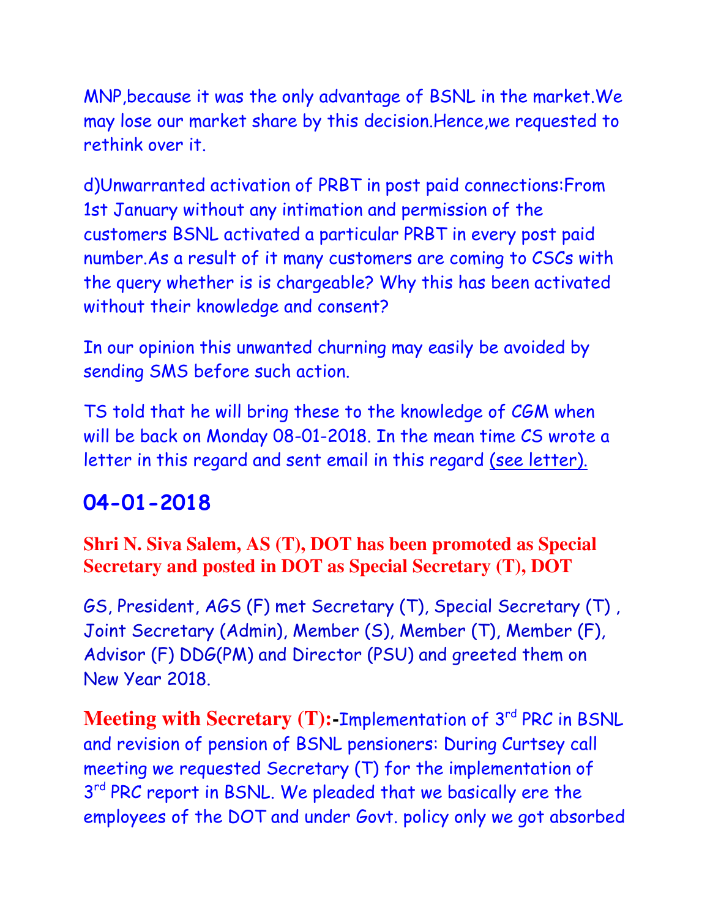MNP,because it was the only advantage of BSNL in the market.We may lose our market share by this decision.Hence,we requested to rethink over it.

d)Unwarranted activation of PRBT in post paid connections:From 1st January without any intimation and permission of the customers BSNL activated a particular PRBT in every post paid number.As a result of it many customers are coming to CSCs with the query whether is is chargeable? Why this has been activated without their knowledge and consent?

In our opinion this unwanted churning may easily be avoided by sending SMS before such action.

TS told that he will bring these to the knowledge of CGM when will be back on Monday 08-01-2018. In the mean time CS wrote a letter in this regard and sent email in this regard (see letter).

## 04-01-2018

**Shri N. Siva Salem, AS (T), DOT has been promoted as Special Secretary and posted in DOT as Special Secretary (T), DOT**

GS, President, AGS (F) met Secretary (T), Special Secretary (T) , Joint Secretary (Admin), Member (S), Member (T), Member (F), Advisor (F) DDG(PM) and Director (PSU) and greeted them on New Year 2018.

**Meeting with Secretary (T):-**Implementation of 3rd PRC in BSNL and revision of pension of BSNL pensioners: During Curtsey call meeting we requested Secretary (T) for the implementation of 3rd PRC report in BSNL. We pleaded that we basically ere the employees of the DOT and under Govt. policy only we got absorbed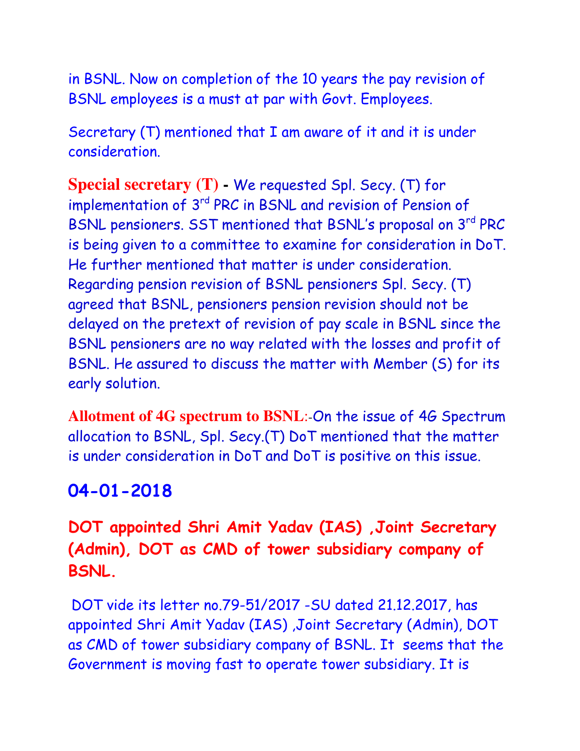in BSNL. Now on completion of the 10 years the pay revision of BSNL employees is a must at par with Govt. Employees.

Secretary (T) mentioned that I am aware of it and it is under consideration.

**Special secretary (T)** - We requested Spl. Secy. (T) for implementation of 3rd PRC in BSNL and revision of Pension of BSNL pensioners. SST mentioned that BSNL's proposal on 3rd PRC is being given to a committee to examine for consideration in DoT. He further mentioned that matter is under consideration. Regarding pension revision of BSNL pensioners Spl. Secy. (T) agreed that BSNL, pensioners pension revision should not be delayed on the pretext of revision of pay scale in BSNL since the BSNL pensioners are no way related with the losses and profit of BSNL. He assured to discuss the matter with Member (S) for its early solution.

**Allotment of 4G spectrum to BSNL**:-On the issue of 4G Spectrum allocation to BSNL, Spl. Secy.(T) DoT mentioned that the matter is under consideration in DoT and DoT is positive on this issue.

## 04-01-2018

### DOT appointed Shri Amit Yadav (IAS) ,Joint Secretary (Admin), DOT as CMD of tower subsidiary company of BSNL.

DOT vide its letter no.79-51/2017 -SU dated 21.12.2017, has appointed Shri Amit Yadav (IAS) ,Joint Secretary (Admin), DOT as CMD of tower subsidiary company of BSNL. It seems that the Government is moving fast to operate tower subsidiary. It is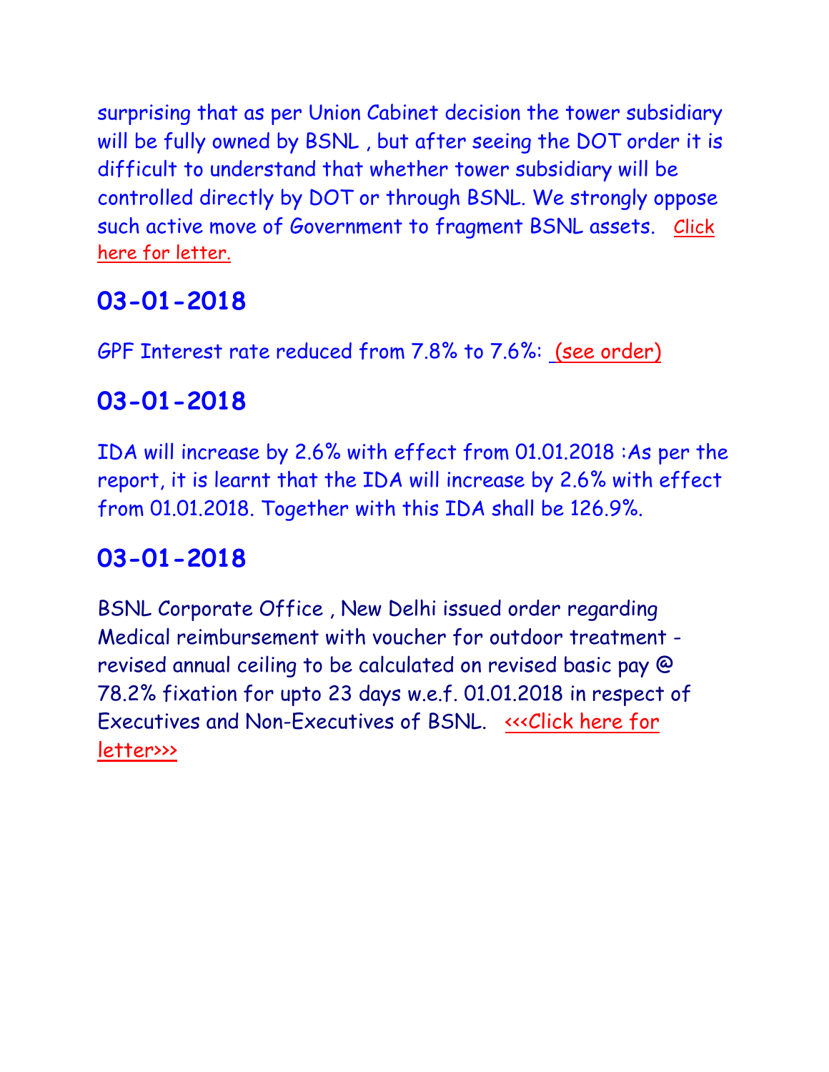surprising that as per Union Cabinet decision the tower subsidiary will be fully owned by BSNL , but after seeing the DOT order it is difficult to understand that whether tower subsidiary will be controlled directly by DOT or through BSNL. We strongly oppose such active move of Government to fragment BSNL assets. Click here for letter.

## 03-01-2018

GPF Interest rate reduced from 7.8% to 7.6%: (see order)

## 03-01-2018

IDA will increase by 2.6% with effect from 01.01.2018 :As per the report, it is learnt that the IDA will increase by 2.6% with effect from 01.01.2018. Together with this IDA shall be 126.9%.

## 03-01-2018

BSNL Corporate Office , New Delhi issued order regarding Medical reimbursement with voucher for outdoor treatment - revised annual ceiling to be calculated on revised basic pay @ 78.2% fixation for upto 23 days w.e.f. 01.01.2018 in respect of Executives and Non-Executives of BSNL. <<<Click here for letter>>>